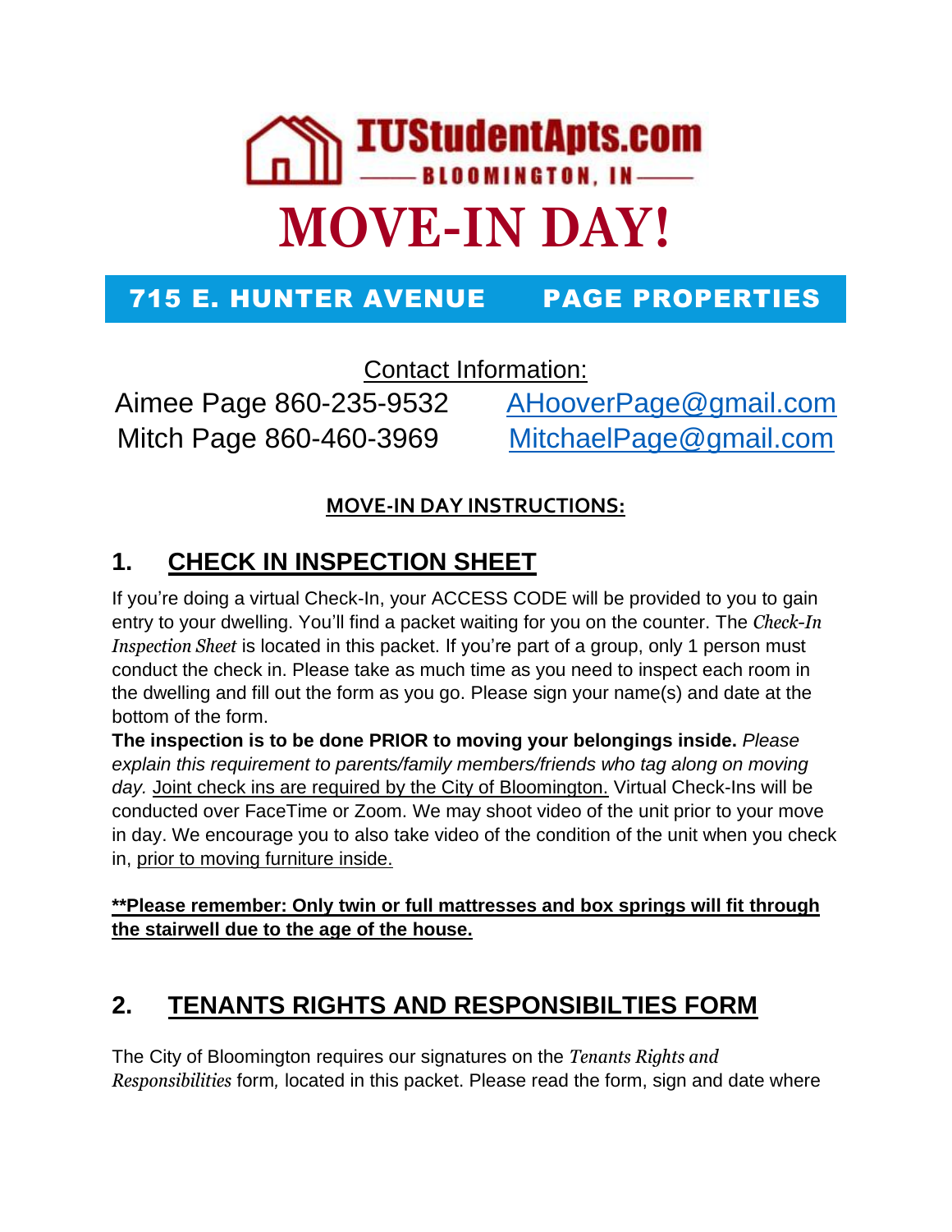# IUStudentApts.com

BLOOMINGTON, IN

# MOVE-IN DAY!

**715 E. HUNTER AVENUE PAGE PROPERTIES**

Contact Information:

Aimee Page 860-235-9532 AHooverPage@gmail.com

Mitch Page 860-460-3969 MitchaelPage@gmail.com

**MOVE-IN DAY INSTRUCTIONS:**

## 1. CHECK IN INSPECTION SHEET

If you're doing a virtual Check-In, your ACCESS CODE will be provided to you to gain entry to your dwelling. You'll find a packet waiting for you on the counter. The *Check-In Inspection Sheet* is located in this packet. If you're part of a group, only 1 person must conduct the check in. Please take as much time as you need to inspect each room in the dwelling and fill out the form as you go. Please sign your name(s) and date at the bottom of the form.

**The inspection is to be done PRIOR to moving your belongings inside.** *Please explain this requirement to parents/family members/friends who tag along on moving day.* Joint check ins are required by the City of Bloomington. Virtual Check-Ins will be conducted over FaceTime or Zoom. We may shoot video of the unit prior to your move in day. We encourage you to also take video of the condition of the unit when you check in, prior to moving furniture inside.

**\*\*Please remember: Only twin or full mattresses and box springs will fit through the stairwell due to the age of the house.**

## 2. TENANTS RIGHTS AND RESPONSIBILTIES FORM

The City of Bloomington requires our signatures on the *Tenants Rights and Responsibilities* form, located in this packet. Please read the form, sign and date where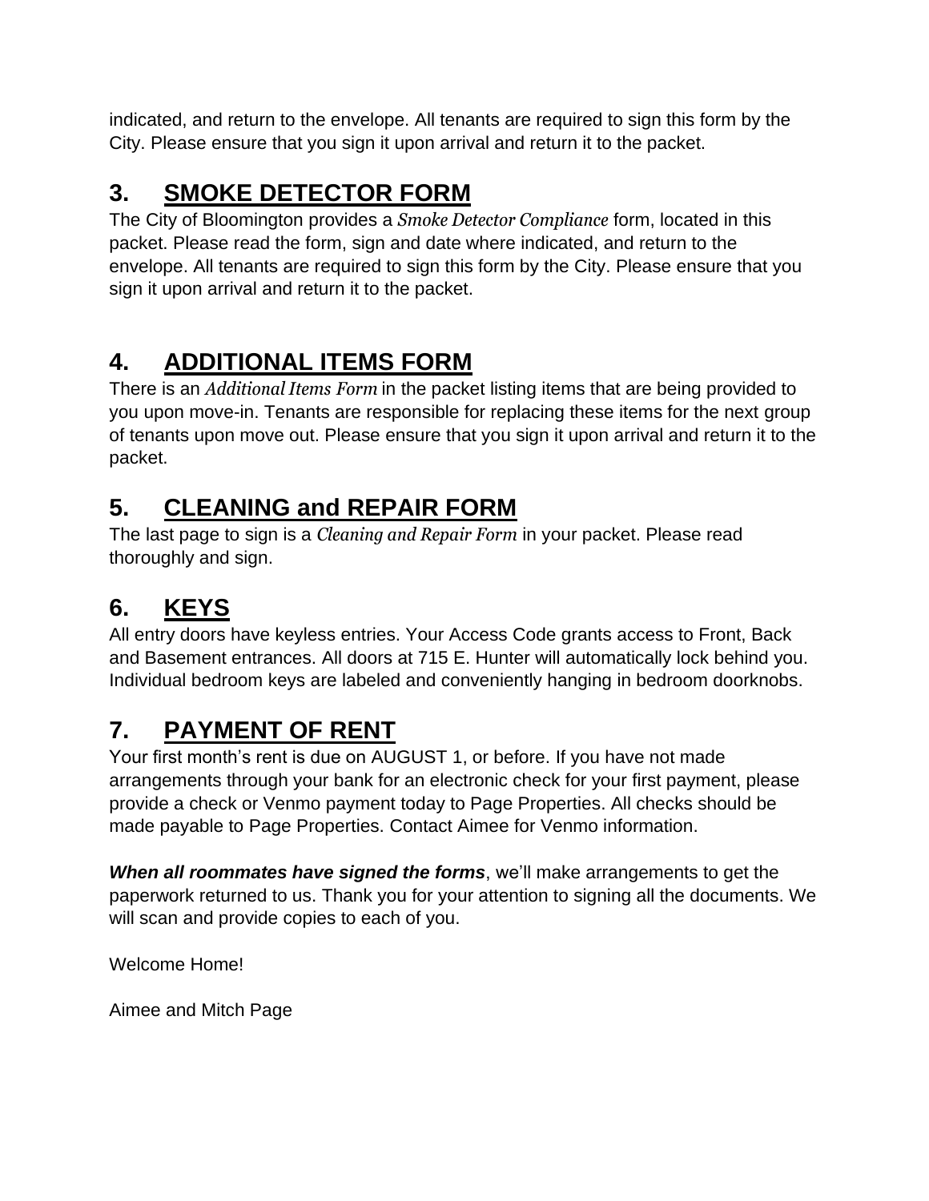indicated, and return to the envelope. All tenants are required to sign this form by the City. Please ensure that you sign it upon arrival and return it to the packet.

## 3. SMOKE DETECTOR FORM

The City of Bloomington provides a *Smoke Detector Compliance* form, located in this packet. Please read the form, sign and date where indicated, and return to the envelope. All tenants are required to sign this form by the City. Please ensure that you sign it upon arrival and return it to the packet.

## 4. ADDITIONAL ITEMS FORM

There is an *Additional Items Form* in the packet listing items that are being provided to you upon move-in. Tenants are responsible for replacing these items for the next group of tenants upon move out. Please ensure that you sign it upon arrival and return it to the packet.

## 5. CLEANING and REPAIR FORM

The last page to sign is a *Cleaning and Repair Form* in your packet. Please read thoroughly and sign.

## 6. KEYS

All entry doors have keyless entries. Your Access Code grants access to Front, Back and Basement entrances. All doors at 715 E. Hunter will automatically lock behind you. Individual bedroom keys are labeled and conveniently hanging in bedroom doorknobs.

## 7. PAYMENT OF RENT

Your first month's rent is due on AUGUST 1, or before. If you have not made arrangements through your bank for an electronic check for your first payment, please provide a check or Venmo payment today to Page Properties. All checks should be made payable to Page Properties. Contact Aimee for Venmo information.

***When all roommates have signed the forms***, we'll make arrangements to get the paperwork returned to us. Thank you for your attention to signing all the documents. We will scan and provide copies to each of you.

Welcome Home!

Aimee and Mitch Page